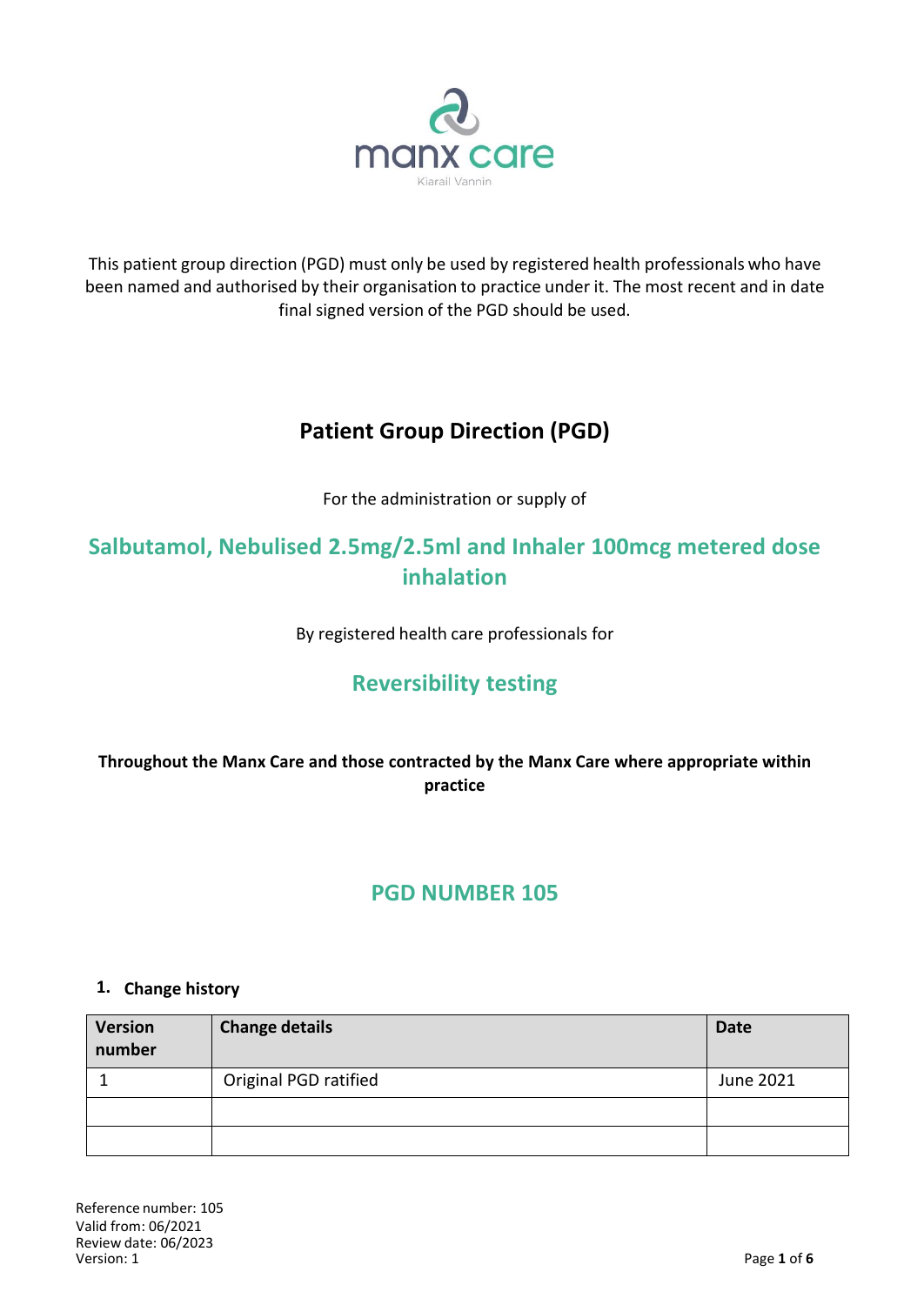manx care

Kiarail Vannin

This patient group direction (PGD) must only be used by registered health professionals who have been named and authorised by their organisation to practice under it. The most recent and in date final signed version of the PGD should be used.

# Patient Group Direction (PGD)

For the administration or supply of

## Salbutamol, Nebulised 2.5mg/2.5ml and Inhaler 100mcg metered dose inhalation

By registered health care professionals for

## Reversibility testing

**Throughout the Manx Care and those contracted by the Manx Care where appropriate within practice**

## PGD NUMBER 105

### 1. Change history

| Version number | Change details | Date |
|---|---|---|
| 1 | Original PGD ratified | June 2021 |
| | | |
| | | |

Reference number: 105
Valid from: 06/2021
Review date: 06/2023
Version: 1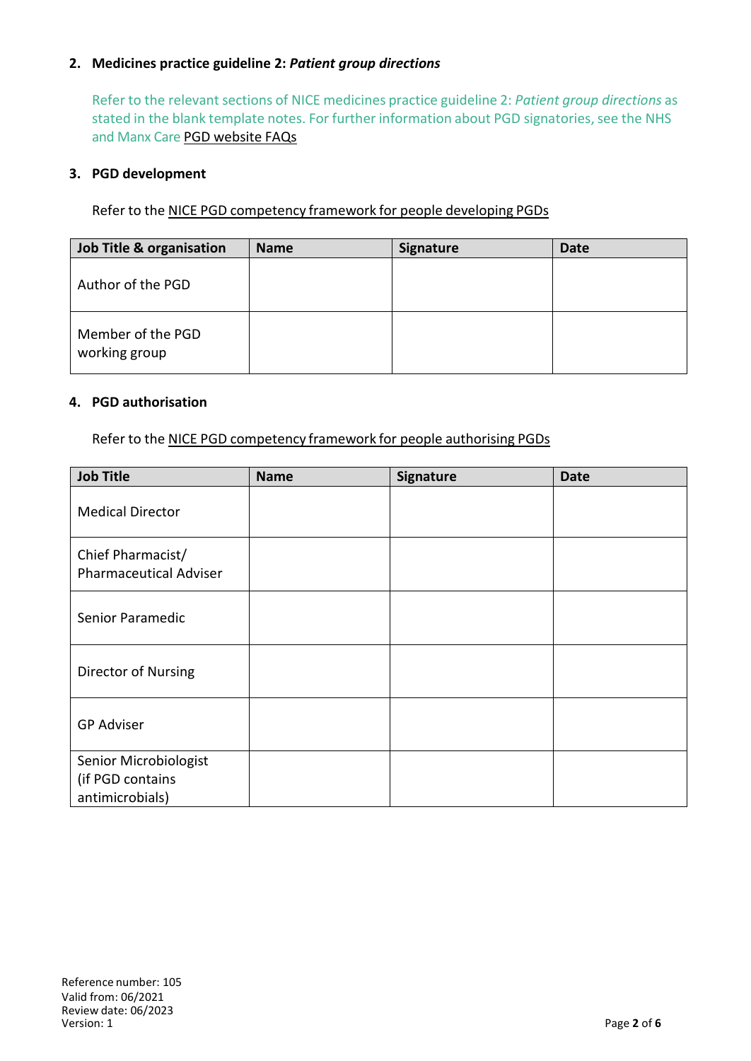## 2. Medicines practice guideline 2: *Patient group directions*

Refer to the relevant sections of NICE medicines practice guideline 2: *Patient group directions* as stated in the blank template notes. For further information about PGD signatories, see the NHS and Manx Care PGD website FAQs

## 3. PGD development

Refer to the NICE PGD competency framework for people developing PGDs

| Job Title & organisation | Name | Signature | Date |
|---|---|---|---|
| Author of the PGD | | | |
| Member of the PGD working group | | | |

## 4. PGD authorisation

Refer to the NICE PGD competency framework for people authorising PGDs

| Job Title | Name | Signature | Date |
|---|---|---|---|
| Medical Director | | | |
| Chief Pharmacist/ Pharmaceutical Adviser | | | |
| Senior Paramedic | | | |
| Director of Nursing | | | |
| GP Adviser | | | |
| Senior Microbiologist (if PGD contains antimicrobials) | | | |

Reference number: 105
Valid from: 06/2021
Review date: 06/2023
Version: 1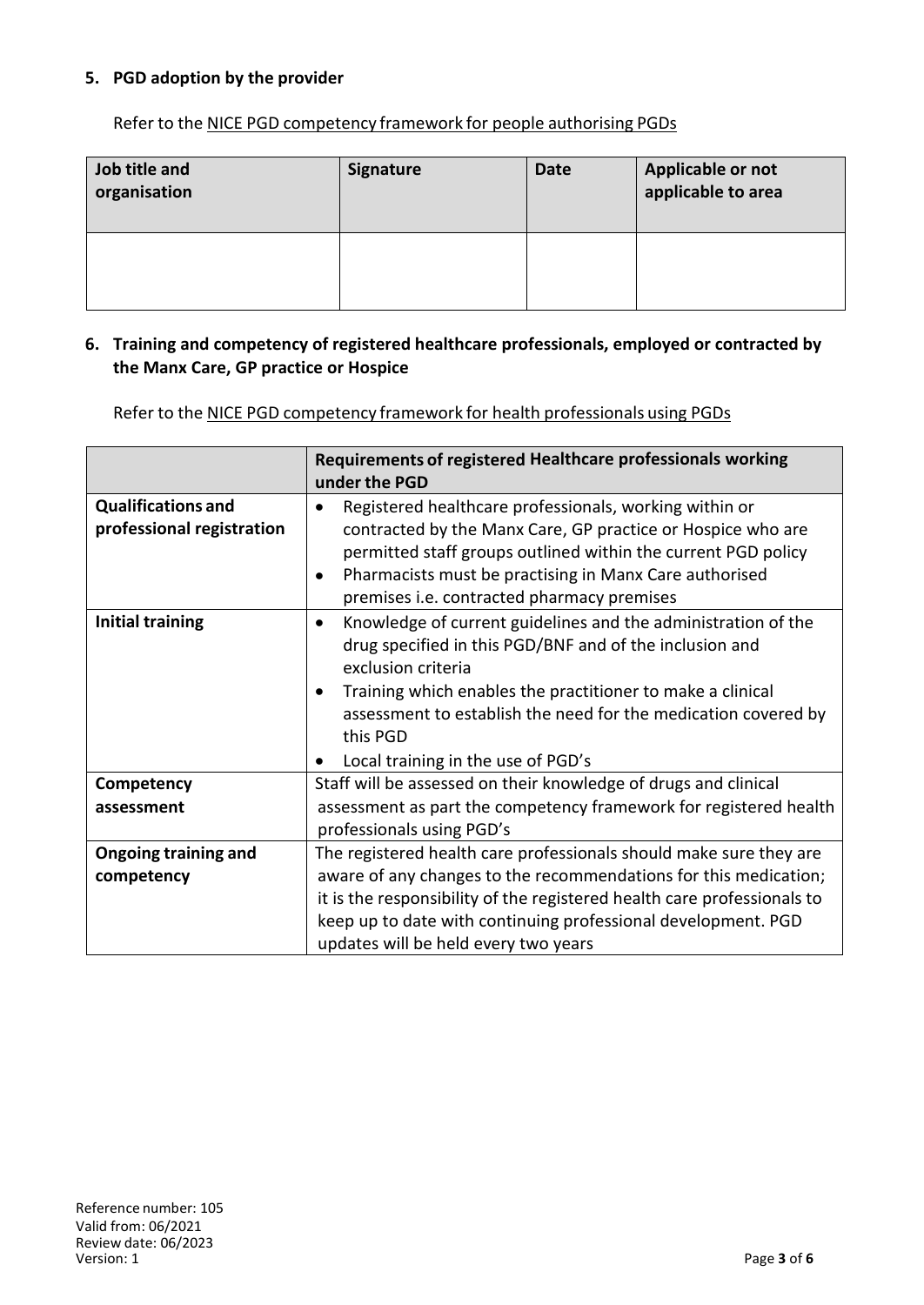## 5. PGD adoption by the provider

Refer to the NICE PGD competency framework for people authorising PGDs

| Job title and organisation | Signature | Date | Applicable or not applicable to area |
|---|---|---|---|
| | | | |

## 6. Training and competency of registered healthcare professionals, employed or contracted by the Manx Care, GP practice or Hospice

Refer to the NICE PGD competency framework for health professionals using PGDs

| | Requirements of registered Healthcare professionals working under the PGD |
|---|---|
| **Qualifications and professional registration** | • Registered healthcare professionals, working within or contracted by the Manx Care, GP practice or Hospice who are permitted staff groups outlined within the current PGD policy<br>• Pharmacists must be practising in Manx Care authorised premises i.e. contracted pharmacy premises |
| **Initial training** | • Knowledge of current guidelines and the administration of the drug specified in this PGD/BNF and of the inclusion and exclusion criteria<br>• Training which enables the practitioner to make a clinical assessment to establish the need for the medication covered by this PGD<br>• Local training in the use of PGD's |
| **Competency assessment** | Staff will be assessed on their knowledge of drugs and clinical assessment as part the competency framework for registered health professionals using PGD's |
| **Ongoing training and competency** | The registered health care professionals should make sure they are aware of any changes to the recommendations for this medication; it is the responsibility of the registered health care professionals to keep up to date with continuing professional development. PGD updates will be held every two years |

Reference number: 105
Valid from: 06/2021
Review date: 06/2023
Version: 1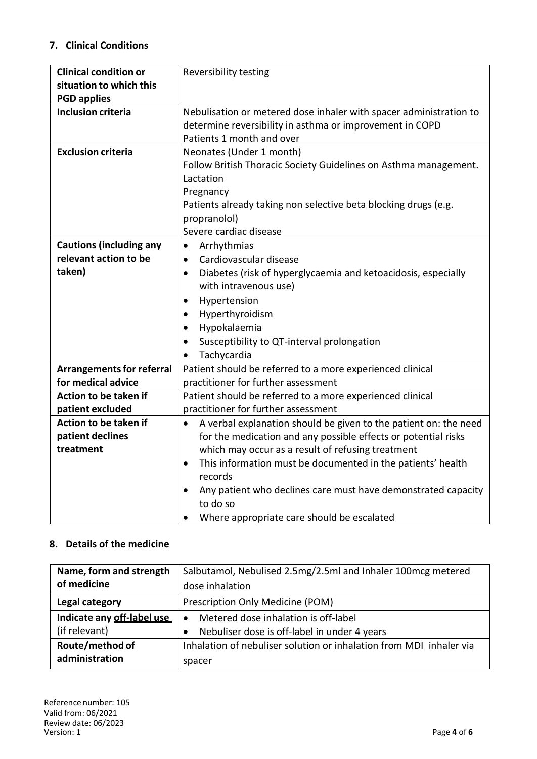## 7. Clinical Conditions

| Clinical condition or situation to which this PGD applies | Reversibility testing |
|---|---|
| **Inclusion criteria** | Nebulisation or metered dose inhaler with spacer administration to determine reversibility in asthma or improvement in COPD<br>Patients 1 month and over |
| **Exclusion criteria** | Neonates (Under 1 month)<br>Follow British Thoracic Society Guidelines on Asthma management.<br>Lactation<br>Pregnancy<br>Patients already taking non selective beta blocking drugs (e.g. propranolol)<br>Severe cardiac disease |
| **Cautions (including any relevant action to be taken)** | • Arrhythmias<br>• Cardiovascular disease<br>• Diabetes (risk of hyperglycaemia and ketoacidosis, especially with intravenous use)<br>• Hypertension<br>• Hyperthyroidism<br>• Hypokalaemia<br>• Susceptibility to QT-interval prolongation<br>• Tachycardia |
| **Arrangements for referral for medical advice** | Patient should be referred to a more experienced clinical practitioner for further assessment |
| **Action to be taken if patient excluded** | Patient should be referred to a more experienced clinical practitioner for further assessment |
| **Action to be taken if patient declines treatment** | • A verbal explanation should be given to the patient on: the need for the medication and any possible effects or potential risks which may occur as a result of refusing treatment<br>• This information must be documented in the patients' health records<br>• Any patient who declines care must have demonstrated capacity to do so<br>• Where appropriate care should be escalated |

## 8. Details of the medicine

| Name, form and strength of medicine | Salbutamol, Nebulised 2.5mg/2.5ml and Inhaler 100mcg metered dose inhalation |
|---|---|
| **Legal category** | Prescription Only Medicine (POM) |
| **Indicate any off-label use (if relevant)** | • Metered dose inhalation is off-label<br>• Nebuliser dose is off-label in under 4 years |
| **Route/method of administration** | Inhalation of nebuliser solution or inhalation from MDI inhaler via spacer |

Reference number: 105
Valid from: 06/2021
Review date: 06/2023
Version: 1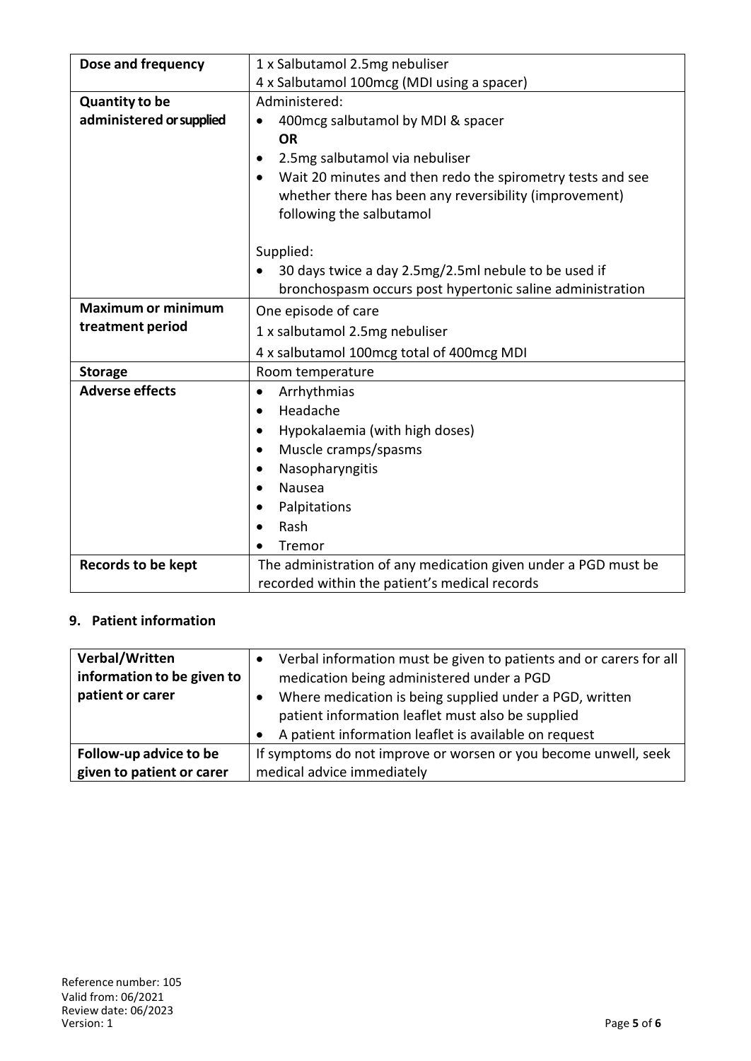| Dose and frequency | 1 x Salbutamol 2.5mg nebuliser<br>4 x Salbutamol 100mcg (MDI using a spacer) |
|---|---|
| **Quantity to be administered or supplied** | Administered:<br>• 400mcg salbutamol by MDI & spacer<br>**OR**<br>• 2.5mg salbutamol via nebuliser<br>• Wait 20 minutes and then redo the spirometry tests and see whether there has been any reversibility (improvement) following the salbutamol<br><br>Supplied:<br>• 30 days twice a day 2.5mg/2.5ml nebule to be used if bronchospasm occurs post hypertonic saline administration |
| **Maximum or minimum treatment period** | One episode of care<br>1 x salbutamol 2.5mg nebuliser<br>4 x salbutamol 100mcg total of 400mcg MDI |
| **Storage** | Room temperature |
| **Adverse effects** | • Arrhythmias<br>• Headache<br>• Hypokalaemia (with high doses)<br>• Muscle cramps/spasms<br>• Nasopharyngitis<br>• Nausea<br>• Palpitations<br>• Rash<br>• Tremor |
| **Records to be kept** | The administration of any medication given under a PGD must be recorded within the patient's medical records |

## 9. Patient information

| Verbal/Written information to be given to patient or carer | • Verbal information must be given to patients and or carers for all medication being administered under a PGD<br>• Where medication is being supplied under a PGD, written patient information leaflet must also be supplied<br>• A patient information leaflet is available on request |
|---|---|
| **Follow-up advice to be given to patient or carer** | If symptoms do not improve or worsen or you become unwell, seek medical advice immediately |

Reference number: 105
Valid from: 06/2021
Review date: 06/2023
Version: 1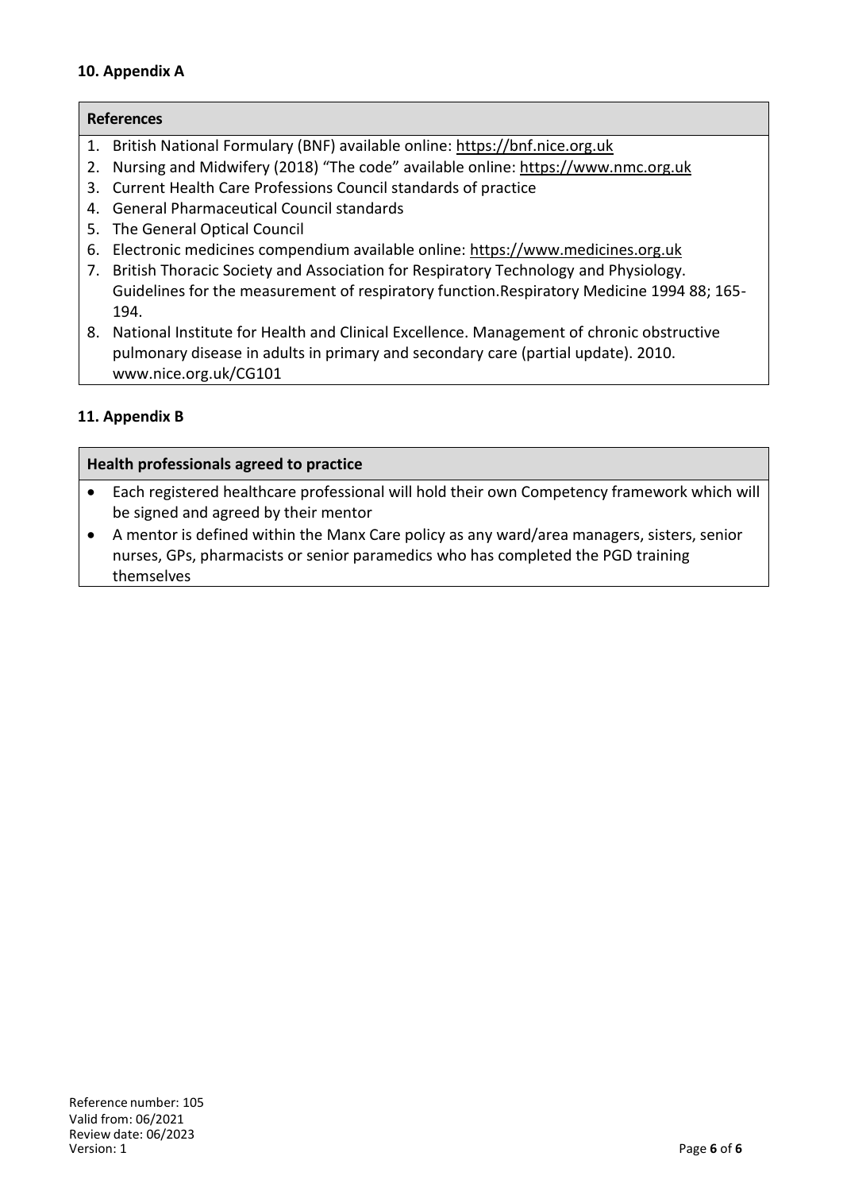## 10. Appendix A

| References |
|---|
| 1. British National Formulary (BNF) available online: https://bnf.nice.org.uk<br>2. Nursing and Midwifery (2018) "The code" available online: https://www.nmc.org.uk<br>3. Current Health Care Professions Council standards of practice<br>4. General Pharmaceutical Council standards<br>5. The General Optical Council<br>6. Electronic medicines compendium available online: https://www.medicines.org.uk<br>7. British Thoracic Society and Association for Respiratory Technology and Physiology. Guidelines for the measurement of respiratory function.Respiratory Medicine 1994 88; 165-194.<br>8. National Institute for Health and Clinical Excellence. Management of chronic obstructive pulmonary disease in adults in primary and secondary care (partial update). 2010. www.nice.org.uk/CG101 |

## 11. Appendix B

| Health professionals agreed to practice |
|---|
| • Each registered healthcare professional will hold their own Competency framework which will be signed and agreed by their mentor<br>• A mentor is defined within the Manx Care policy as any ward/area managers, sisters, senior nurses, GPs, pharmacists or senior paramedics who has completed the PGD training themselves |

Reference number: 105
Valid from: 06/2021
Review date: 06/2023
Version: 1